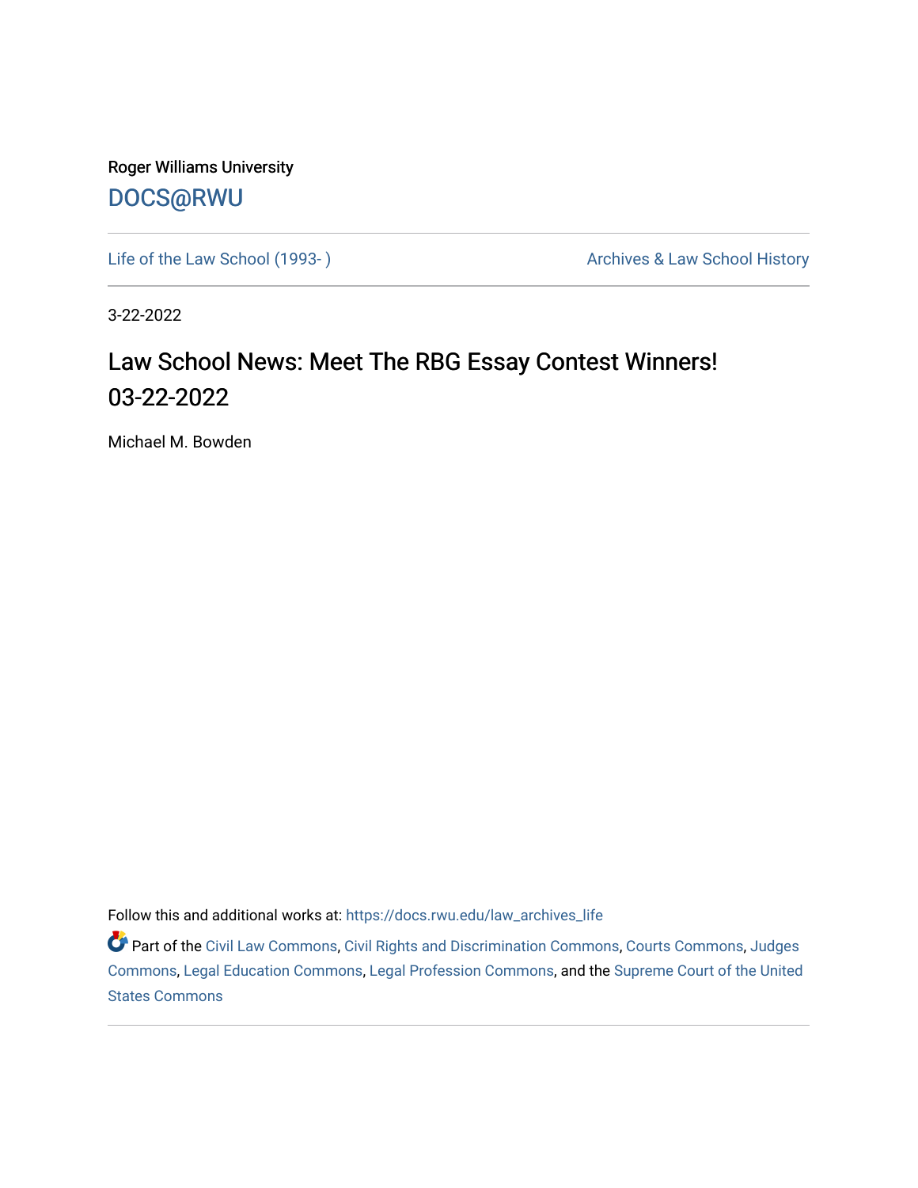Roger Williams University

DOCS@RWU

Life of the Law School (1993- )

Archives & Law School History

3-22-2022

# Law School News: Meet The RBG Essay Contest Winners! 03-22-2022

Michael M. Bowden

Follow this and additional works at: https://docs.rwu.edu/law_archives_life

Part of the Civil Law Commons, Civil Rights and Discrimination Commons, Courts Commons, Judges Commons, Legal Education Commons, Legal Profession Commons, and the Supreme Court of the United States Commons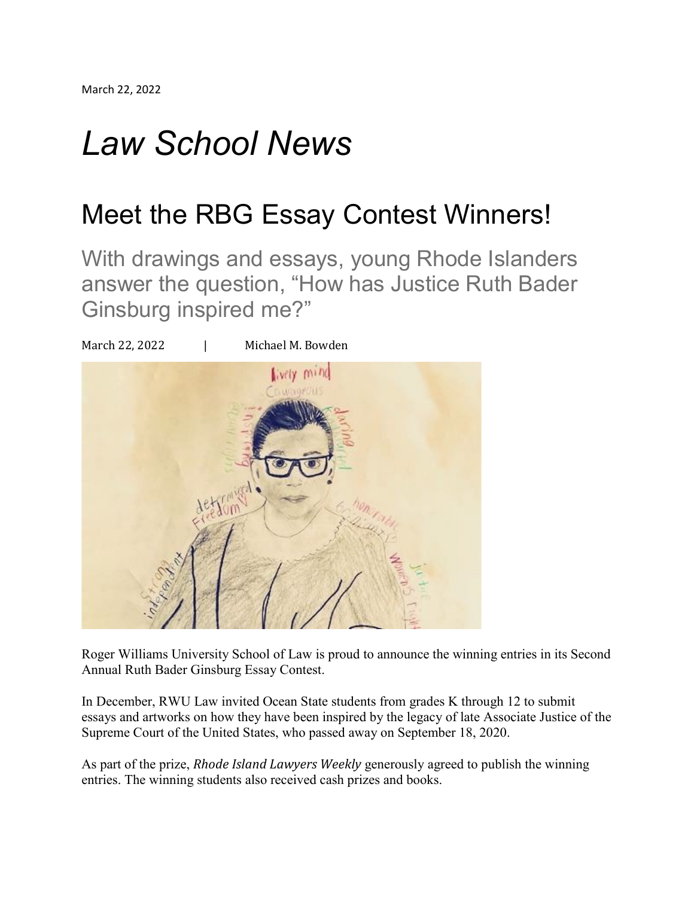March 22, 2022

# *Law School News*

## Meet the RBG Essay Contest Winners!

### With drawings and essays, young Rhode Islanders answer the question, "How has Justice Ruth Bader Ginsburg inspired me?"

March 22, 2022 | Michael M. Bowden

Roger Williams University School of Law is proud to announce the winning entries in its Second Annual Ruth Bader Ginsburg Essay Contest.

In December, RWU Law invited Ocean State students from grades K through 12 to submit essays and artworks on how they have been inspired by the legacy of late Associate Justice of the Supreme Court of the United States, who passed away on September 18, 2020.

As part of the prize, *Rhode Island Lawyers Weekly* generously agreed to publish the winning entries. The winning students also received cash prizes and books.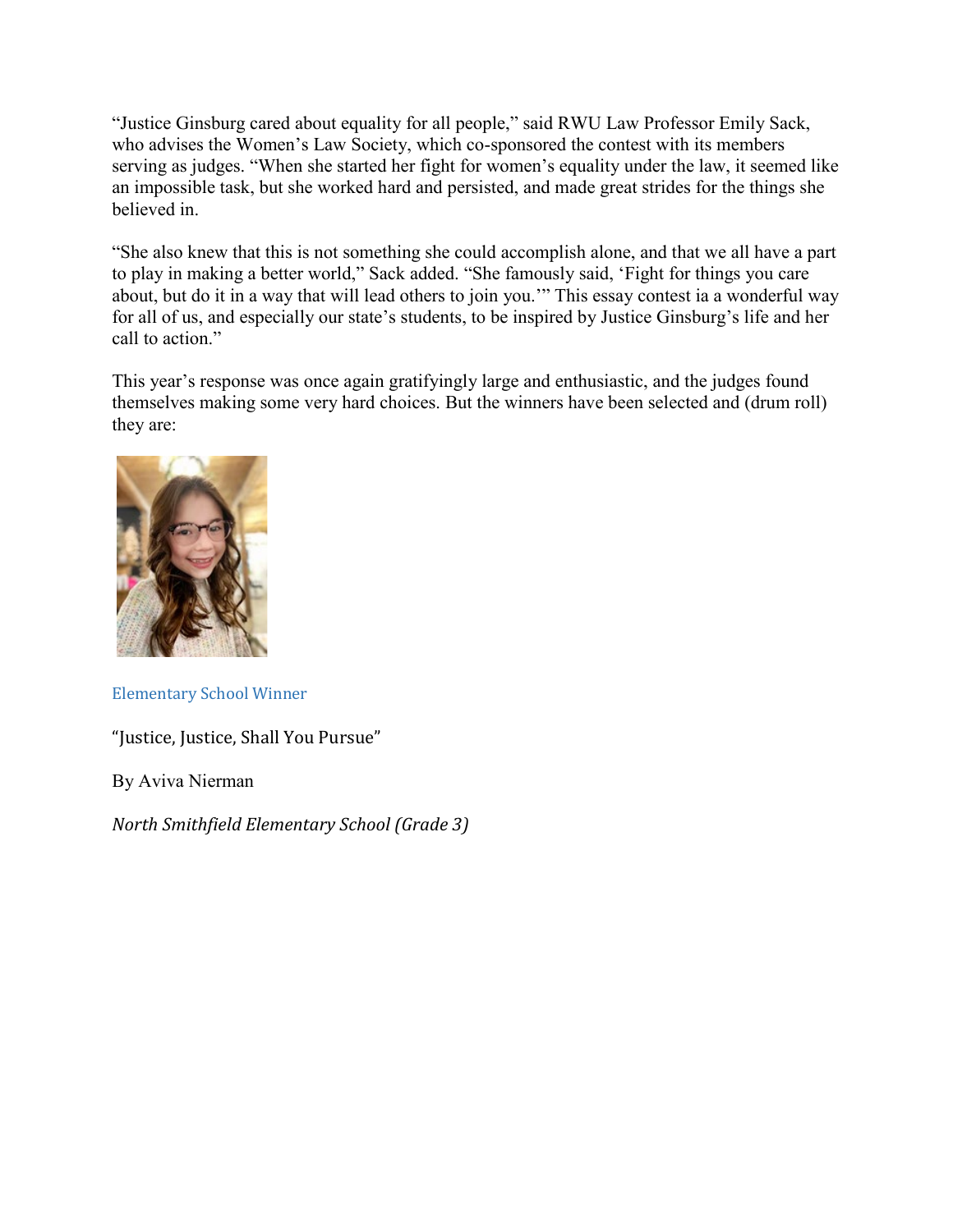"Justice Ginsburg cared about equality for all people," said RWU Law Professor Emily Sack, who advises the Women's Law Society, which co-sponsored the contest with its members serving as judges. "When she started her fight for women's equality under the law, it seemed like an impossible task, but she worked hard and persisted, and made great strides for the things she believed in.

"She also knew that this is not something she could accomplish alone, and that we all have a part to play in making a better world," Sack added. "She famously said, 'Fight for things you care about, but do it in a way that will lead others to join you.'" This essay contest ia a wonderful way for all of us, and especially our state's students, to be inspired by Justice Ginsburg's life and her call to action."

This year's response was once again gratifyingly large and enthusiastic, and the judges found themselves making some very hard choices. But the winners have been selected and (drum roll) they are:

Elementary School Winner

"Justice, Justice, Shall You Pursue"

By Aviva Nierman

*North Smithfield Elementary School (Grade 3)*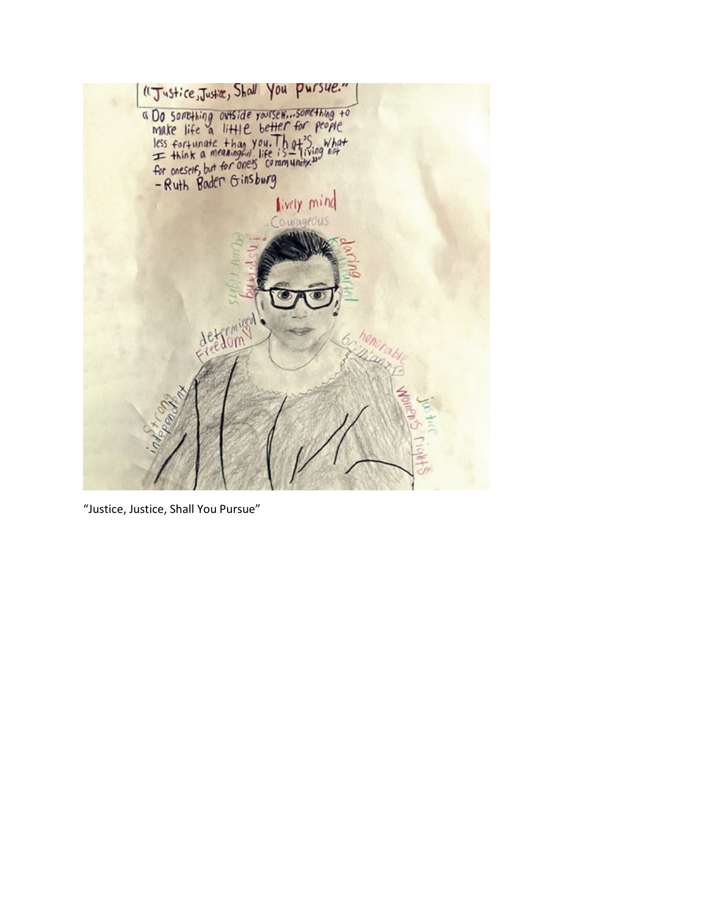"Justice, Justice, Shall You Pursue."

"Do something outside yourself...something to make life a little better for people less fortunate than you. That's what I think a meaningful life is – living not for oneself, but for one's community."
– Ruth Bader Ginsburg

Lively mind
Courageous
Equal rights
inspiring
Kind-hearted
daring
determined
Freedom
honorable
brilliant
Strong
independent
Women's rights
Justice

"Justice, Justice, Shall You Pursue"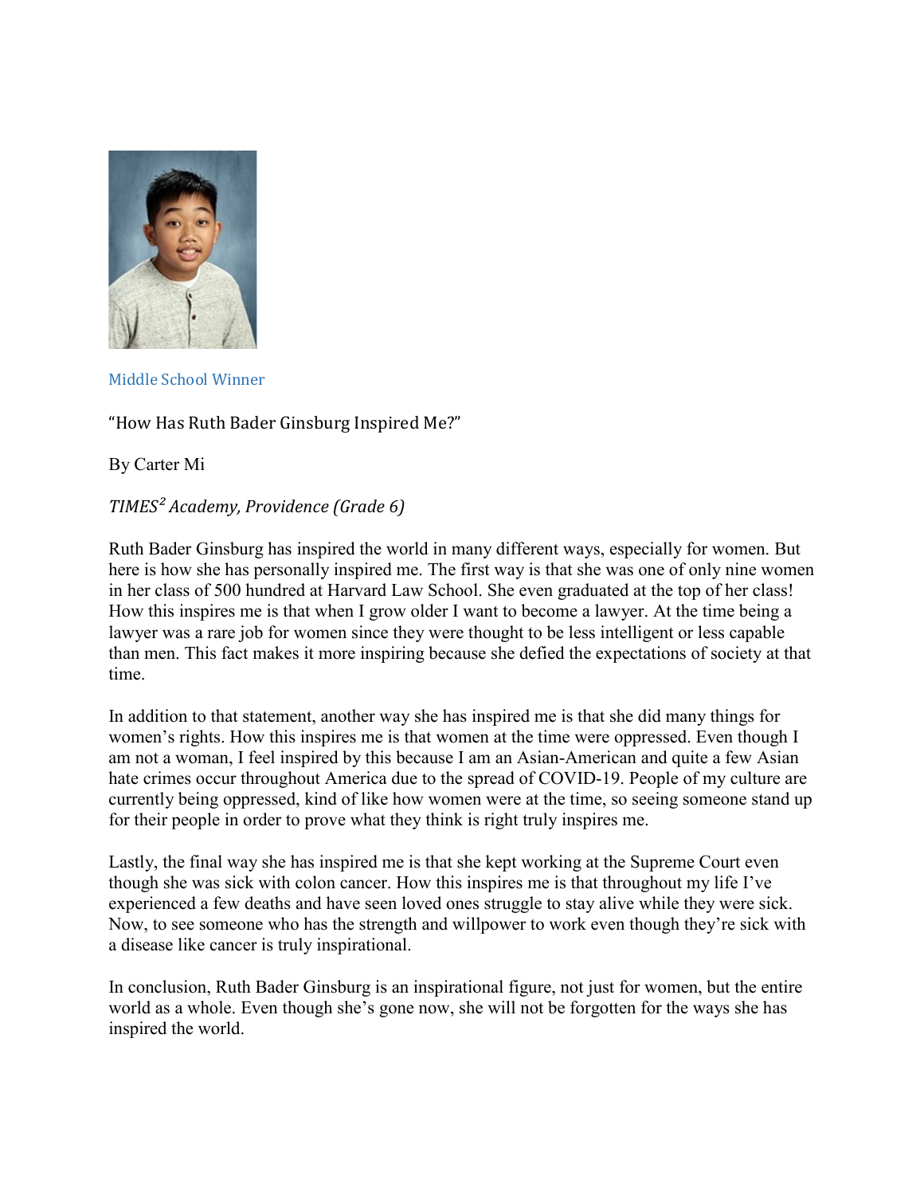Middle School Winner

“How Has Ruth Bader Ginsburg Inspired Me?”

By Carter Mi

*TIMES² Academy, Providence (Grade 6)*

Ruth Bader Ginsburg has inspired the world in many different ways, especially for women. But here is how she has personally inspired me. The first way is that she was one of only nine women in her class of 500 hundred at Harvard Law School. She even graduated at the top of her class! How this inspires me is that when I grow older I want to become a lawyer. At the time being a lawyer was a rare job for women since they were thought to be less intelligent or less capable than men. This fact makes it more inspiring because she defied the expectations of society at that time.

In addition to that statement, another way she has inspired me is that she did many things for women’s rights. How this inspires me is that women at the time were oppressed. Even though I am not a woman, I feel inspired by this because I am an Asian-American and quite a few Asian hate crimes occur throughout America due to the spread of COVID-19. People of my culture are currently being oppressed, kind of like how women were at the time, so seeing someone stand up for their people in order to prove what they think is right truly inspires me.

Lastly, the final way she has inspired me is that she kept working at the Supreme Court even though she was sick with colon cancer. How this inspires me is that throughout my life I’ve experienced a few deaths and have seen loved ones struggle to stay alive while they were sick. Now, to see someone who has the strength and willpower to work even though they’re sick with a disease like cancer is truly inspirational.

In conclusion, Ruth Bader Ginsburg is an inspirational figure, not just for women, but the entire world as a whole. Even though she’s gone now, she will not be forgotten for the ways she has inspired the world.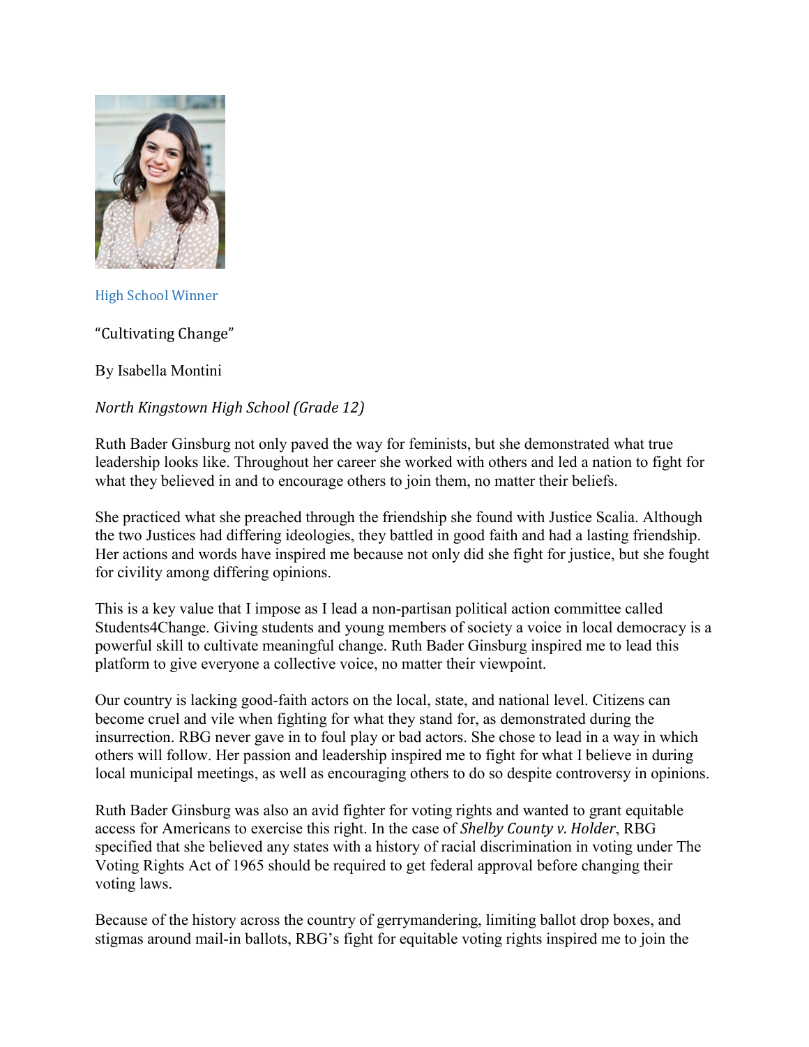High School Winner

"Cultivating Change"

By Isabella Montini

*North Kingstown High School (Grade 12)*

Ruth Bader Ginsburg not only paved the way for feminists, but she demonstrated what true leadership looks like. Throughout her career she worked with others and led a nation to fight for what they believed in and to encourage others to join them, no matter their beliefs.

She practiced what she preached through the friendship she found with Justice Scalia. Although the two Justices had differing ideologies, they battled in good faith and had a lasting friendship. Her actions and words have inspired me because not only did she fight for justice, but she fought for civility among differing opinions.

This is a key value that I impose as I lead a non-partisan political action committee called Students4Change. Giving students and young members of society a voice in local democracy is a powerful skill to cultivate meaningful change. Ruth Bader Ginsburg inspired me to lead this platform to give everyone a collective voice, no matter their viewpoint.

Our country is lacking good-faith actors on the local, state, and national level. Citizens can become cruel and vile when fighting for what they stand for, as demonstrated during the insurrection. RBG never gave in to foul play or bad actors. She chose to lead in a way in which others will follow. Her passion and leadership inspired me to fight for what I believe in during local municipal meetings, as well as encouraging others to do so despite controversy in opinions.

Ruth Bader Ginsburg was also an avid fighter for voting rights and wanted to grant equitable access for Americans to exercise this right. In the case of *Shelby County v. Holder*, RBG specified that she believed any states with a history of racial discrimination in voting under The Voting Rights Act of 1965 should be required to get federal approval before changing their voting laws.

Because of the history across the country of gerrymandering, limiting ballot drop boxes, and stigmas around mail-in ballots, RBG's fight for equitable voting rights inspired me to join the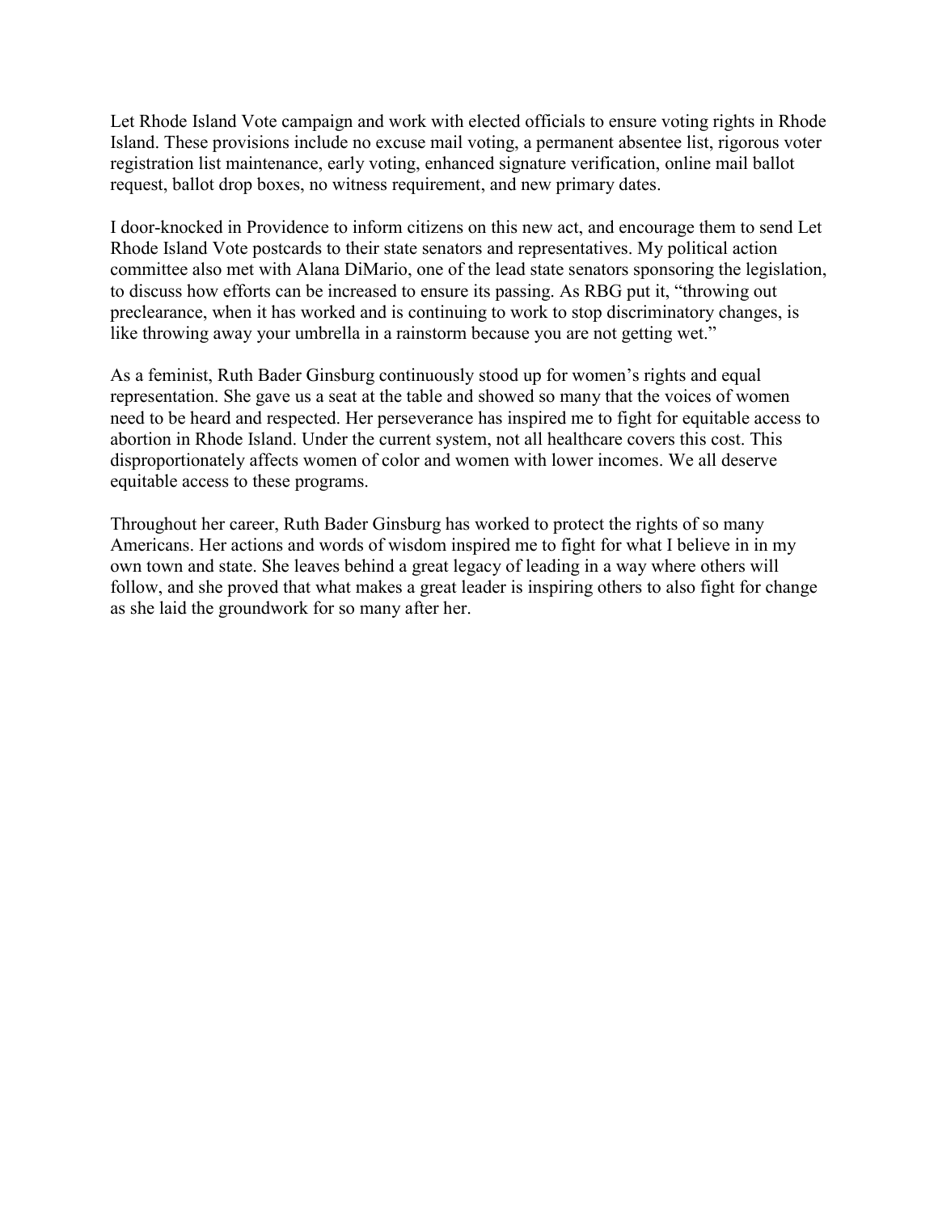Let Rhode Island Vote campaign and work with elected officials to ensure voting rights in Rhode Island. These provisions include no excuse mail voting, a permanent absentee list, rigorous voter registration list maintenance, early voting, enhanced signature verification, online mail ballot request, ballot drop boxes, no witness requirement, and new primary dates.

I door-knocked in Providence to inform citizens on this new act, and encourage them to send Let Rhode Island Vote postcards to their state senators and representatives. My political action committee also met with Alana DiMario, one of the lead state senators sponsoring the legislation, to discuss how efforts can be increased to ensure its passing. As RBG put it, "throwing out preclearance, when it has worked and is continuing to work to stop discriminatory changes, is like throwing away your umbrella in a rainstorm because you are not getting wet."

As a feminist, Ruth Bader Ginsburg continuously stood up for women's rights and equal representation. She gave us a seat at the table and showed so many that the voices of women need to be heard and respected. Her perseverance has inspired me to fight for equitable access to abortion in Rhode Island. Under the current system, not all healthcare covers this cost. This disproportionately affects women of color and women with lower incomes. We all deserve equitable access to these programs.

Throughout her career, Ruth Bader Ginsburg has worked to protect the rights of so many Americans. Her actions and words of wisdom inspired me to fight for what I believe in in my own town and state. She leaves behind a great legacy of leading in a way where others will follow, and she proved that what makes a great leader is inspiring others to also fight for change as she laid the groundwork for so many after her.